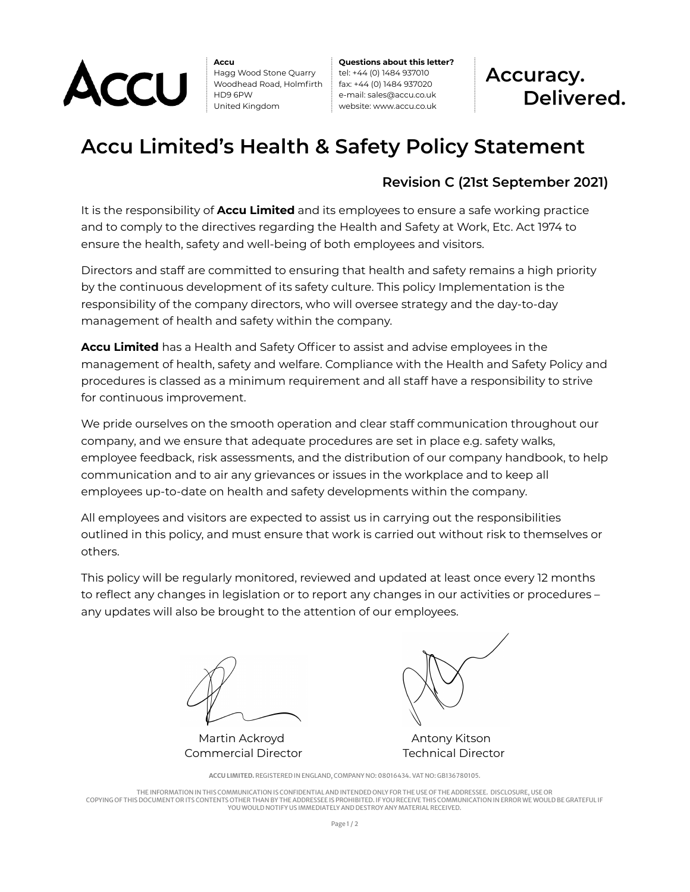**Accu**
Hagg Wood Stone Quarry
Woodhead Road, Holmfirth
HD9 6PW
United Kingdom

**Questions about this letter?**
tel: +44 (0) 1484 937010
fax: +44 (0) 1484 937020
e-mail: sales@accu.co.uk
website: www.accu.co.uk

**Accuracy. Delivered.**

# Accu Limited's Health & Safety Policy Statement

### Revision C (21st September 2021)

It is the responsibility of **Accu Limited** and its employees to ensure a safe working practice and to comply to the directives regarding the Health and Safety at Work, Etc. Act 1974 to ensure the health, safety and well-being of both employees and visitors.

Directors and staff are committed to ensuring that health and safety remains a high priority by the continuous development of its safety culture. This policy Implementation is the responsibility of the company directors, who will oversee strategy and the day-to-day management of health and safety within the company.

**Accu Limited** has a Health and Safety Officer to assist and advise employees in the management of health, safety and welfare. Compliance with the Health and Safety Policy and procedures is classed as a minimum requirement and all staff have a responsibility to strive for continuous improvement.

We pride ourselves on the smooth operation and clear staff communication throughout our company, and we ensure that adequate procedures are set in place e.g. safety walks, employee feedback, risk assessments, and the distribution of our company handbook, to help communication and to air any grievances or issues in the workplace and to keep all employees up-to-date on health and safety developments within the company.

All employees and visitors are expected to assist us in carrying out the responsibilities outlined in this policy, and must ensure that work is carried out without risk to themselves or others.

This policy will be regularly monitored, reviewed and updated at least once every 12 months to reflect any changes in legislation or to report any changes in our activities or procedures – any updates will also be brought to the attention of our employees.

Martin Ackroyd
Commercial Director

Antony Kitson
Technical Director

**ACCU LIMITED.** REGISTERED IN ENGLAND, COMPANY NO: 08016434. VAT NO: GB136780105.

THE INFORMATION IN THIS COMMUNICATION IS CONFIDENTIAL AND INTENDED ONLY FOR THE USE OF THE ADDRESSEE. DISCLOSURE, USE OR COPYING OF THIS DOCUMENT OR ITS CONTENTS OTHER THAN BY THE ADDRESSEE IS PROHIBITED. IF YOU RECEIVE THIS COMMUNICATION IN ERROR WE WOULD BE GRATEFUL IF YOU WOULD NOTIFY US IMMEDIATELY AND DESTROY ANY MATERIAL RECEIVED.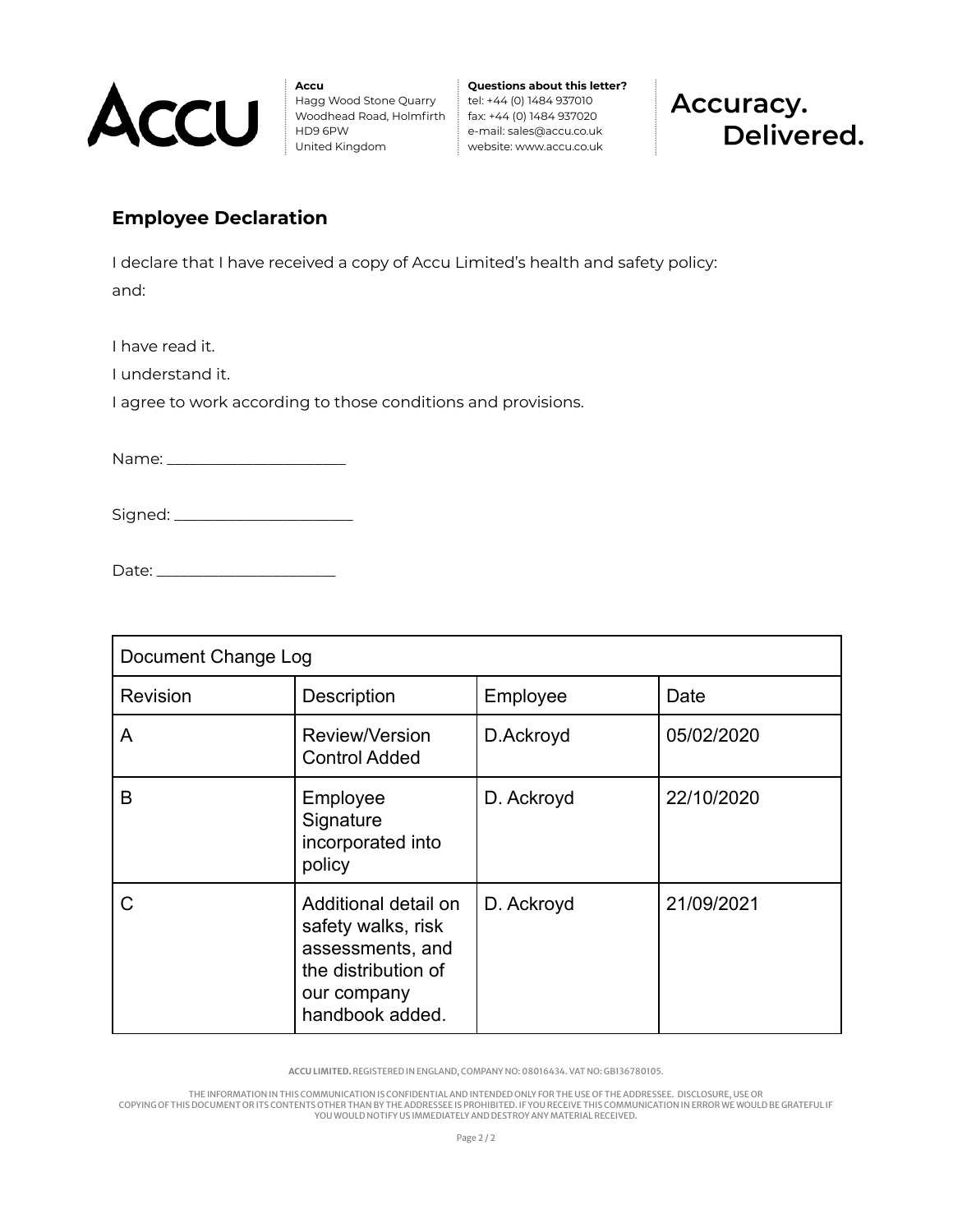**Accu**
Hagg Wood Stone Quarry
Woodhead Road, Holmfirth
HD9 6PW
United Kingdom

**Questions about this letter?**
tel: +44 (0) 1484 937010
fax: +44 (0) 1484 937020
e-mail: sales@accu.co.uk
website: www.accu.co.uk

**Accuracy. Delivered.**

## Employee Declaration

I declare that I have received a copy of Accu Limited's health and safety policy:

and:

I have read it.

I understand it.

I agree to work according to those conditions and provisions.

Name: ______________________

Signed: ______________________

Date: ______________________

| Document Change Log | | | |
|---|---|---|---|
| Revision | Description | Employee | Date |
| A | Review/Version Control Added | D.Ackroyd | 05/02/2020 |
| B | Employee Signature incorporated into policy | D. Ackroyd | 22/10/2020 |
| C | Additional detail on safety walks, risk assessments, and the distribution of our company handbook added. | D. Ackroyd | 21/09/2021 |

**ACCU LIMITED.** REGISTERED IN ENGLAND, COMPANY NO: 08016434. VAT NO: GB136780105.

THE INFORMATION IN THIS COMMUNICATION IS CONFIDENTIAL AND INTENDED ONLY FOR THE USE OF THE ADDRESSEE. DISCLOSURE, USE OR COPYING OF THIS DOCUMENT OR ITS CONTENTS OTHER THAN BY THE ADDRESSEE IS PROHIBITED. IF YOU RECEIVE THIS COMMUNICATION IN ERROR WE WOULD BE GRATEFUL IF YOU WOULD NOTIFY US IMMEDIATELY AND DESTROY ANY MATERIAL RECEIVED.